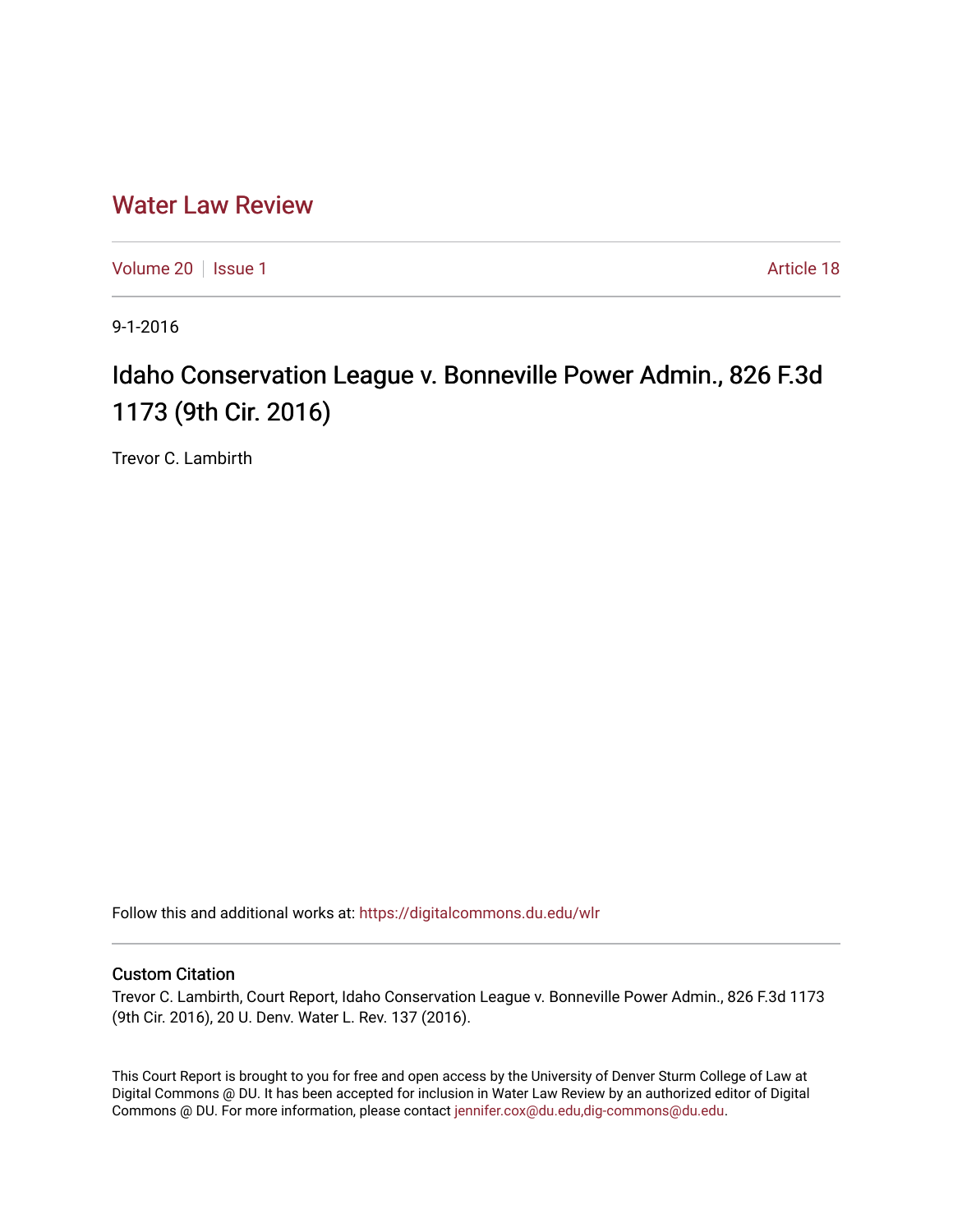# Water Law Review

Volume 20 | Issue 1 | Article 18

9-1-2016

## Idaho Conservation League v. Bonneville Power Admin., 826 F.3d 1173 (9th Cir. 2016)

Trevor C. Lambirth

Follow this and additional works at: https://digitalcommons.du.edu/wlr

### Custom Citation

Trevor C. Lambirth, Court Report, Idaho Conservation League v. Bonneville Power Admin., 826 F.3d 1173 (9th Cir. 2016), 20 U. Denv. Water L. Rev. 137 (2016).

This Court Report is brought to you for free and open access by the University of Denver Sturm College of Law at Digital Commons @ DU. It has been accepted for inclusion in Water Law Review by an authorized editor of Digital Commons @ DU. For more information, please contact jennifer.cox@du.edu,dig-commons@du.edu.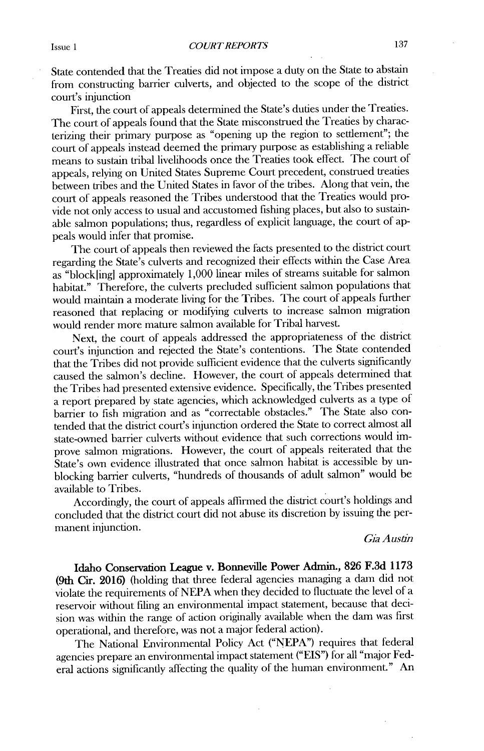State contended that the Treaties did not impose a duty on the State to abstain from constructing barrier culverts, and objected to the scope of the district court's injunction

First, the court of appeals determined the State's duties under the Treaties. The court of appeals found that the State misconstrued the Treaties by characterizing their primary purpose as "opening up the region to settlement"; the court of appeals instead deemed the primary purpose as establishing a reliable means to sustain tribal livelihoods once the Treaties took effect. The court of appeals, relying on United States Supreme Court precedent, construed treaties between tribes and the United States in favor of the tribes. Along that vein, the court of appeals reasoned the Tribes understood that the Treaties would provide not only access to usual and accustomed fishing places, but also to sustainable salmon populations; thus, regardless of explicit language, the court of appeals would infer that promise.

The court of appeals then reviewed the facts presented to the district court regarding the State's culverts and recognized their effects within the Case Area as "block[ing] approximately 1,000 linear miles of streams suitable for salmon habitat." Therefore, the culverts precluded sufficient salmon populations that would maintain a moderate living for the Tribes. The court of appeals further reasoned that replacing or modifying culverts to increase salmon migration would render more mature salmon available for Tribal harvest.

Next, the court of appeals addressed the appropriateness of the district court's injunction and rejected the State's contentions. The State contended that the Tribes did not provide sufficient evidence that the culverts significantly caused the salmon's decline. However, the court of appeals determined that the Tribes had presented extensive evidence. Specifically, the Tribes presented a report prepared by state agencies, which acknowledged culverts as a type of barrier to fish migration and as "correctable obstacles." The State also contended that the district court's injunction ordered the State to correct almost all state-owned barrier culverts without evidence that such corrections would improve salmon migrations. However, the court of appeals reiterated that the State's own evidence illustrated that once salmon habitat is accessible by unblocking barrier culverts, "hundreds of thousands of adult salmon" would be available to Tribes.

Accordingly, the court of appeals affirmed the district court's holdings and concluded that the district court did not abuse its discretion by issuing the permanent injunction.

*Gia Austin*

**Idaho Conservation League v. Bonneville Power Admin., 826 F.3d 1173 (9th Cir. 2016)** (holding that three federal agencies managing a dam did not violate the requirements of NEPA when they decided to fluctuate the level of a reservoir without filing an environmental impact statement, because that decision was within the range of action originally available when the dam was first operational, and therefore, was not a major federal action).

The National Environmental Policy Act ("NEPA") requires that federal agencies prepare an environmental impact statement ("EIS") for all "major Federal actions significantly affecting the quality of the human environment." An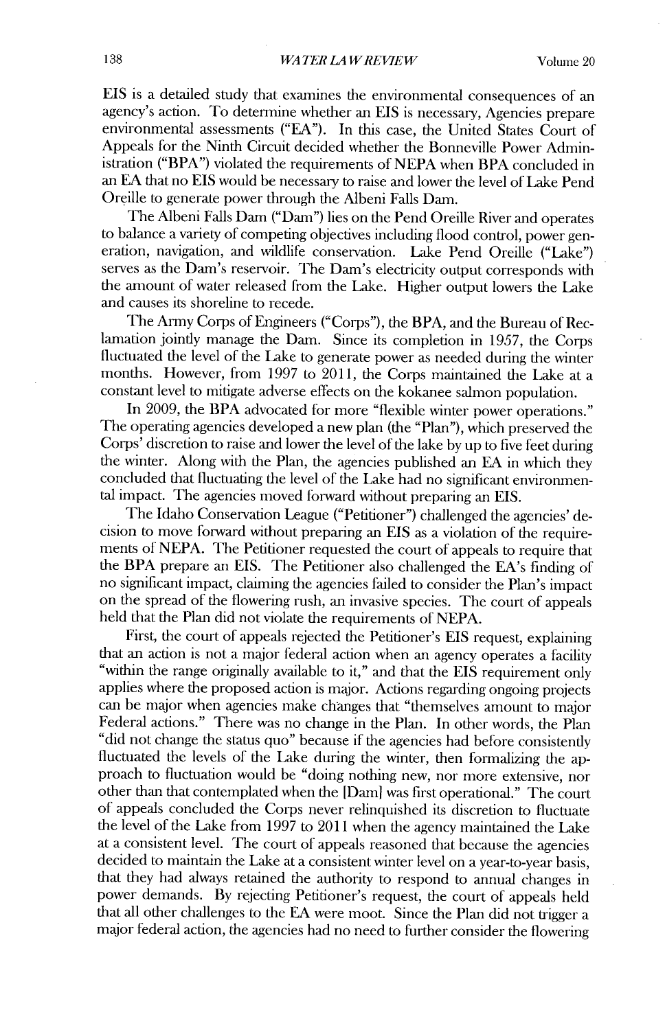EIS is a detailed study that examines the environmental consequences of an agency's action. To determine whether an EIS is necessary, Agencies prepare environmental assessments ("EA"). In this case, the United States Court of Appeals for the Ninth Circuit decided whether the Bonneville Power Administration ("BPA") violated the requirements of NEPA when BPA concluded in an EA that no EIS would be necessary to raise and lower the level of Lake Pend Oreille to generate power through the Albeni Falls Dam.

The Albeni Falls Dam ("Dam") lies on the Pend Oreille River and operates to balance a variety of competing objectives including flood control, power generation, navigation, and wildlife conservation. Lake Pend Oreille ("Lake") serves as the Dam's reservoir. The Dam's electricity output corresponds with the amount of water released from the Lake. Higher output lowers the Lake and causes its shoreline to recede.

The Army Corps of Engineers ("Corps"), the BPA, and the Bureau of Reclamation jointly manage the Dam. Since its completion in 1957, the Corps fluctuated the level of the Lake to generate power as needed during the winter months. However, from 1997 to 2011, the Corps maintained the Lake at a constant level to mitigate adverse effects on the kokanee salmon population.

In 2009, the BPA advocated for more "flexible winter power operations." The operating agencies developed a new plan (the "Plan"), which preserved the Corps' discretion to raise and lower the level of the lake by up to five feet during the winter. Along with the Plan, the agencies published an EA in which they concluded that fluctuating the level of the Lake had no significant environmental impact. The agencies moved forward without preparing an EIS.

The Idaho Conservation League ("Petitioner") challenged the agencies' decision to move forward without preparing an EIS as a violation of the requirements of NEPA. The Petitioner requested the court of appeals to require that the BPA prepare an EIS. The Petitioner also challenged the EA's finding of no significant impact, claiming the agencies failed to consider the Plan's impact on the spread of the flowering rush, an invasive species. The court of appeals held that the Plan did not violate the requirements of NEPA.

First, the court of appeals rejected the Petitioner's EIS request, explaining that an action is not a major federal action when an agency operates a facility "within the range originally available to it," and that the EIS requirement only applies where the proposed action is major. Actions regarding ongoing projects can be major when agencies make changes that "themselves amount to major Federal actions." There was no change in the Plan. In other words, the Plan "did not change the status quo" because if the agencies had before consistently fluctuated the levels of the Lake during the winter, then formalizing the approach to fluctuation would be "doing nothing new, nor more extensive, nor other than that contemplated when the [Dam] was first operational." The court of appeals concluded the Corps never relinquished its discretion to fluctuate the level of the Lake from 1997 to 2011 when the agency maintained the Lake at a consistent level. The court of appeals reasoned that because the agencies decided to maintain the Lake at a consistent winter level on a year-to-year basis, that they had always retained the authority to respond to annual changes in power demands. By rejecting Petitioner's request, the court of appeals held that all other challenges to the EA were moot. Since the Plan did not trigger a major federal action, the agencies had no need to further consider the flowering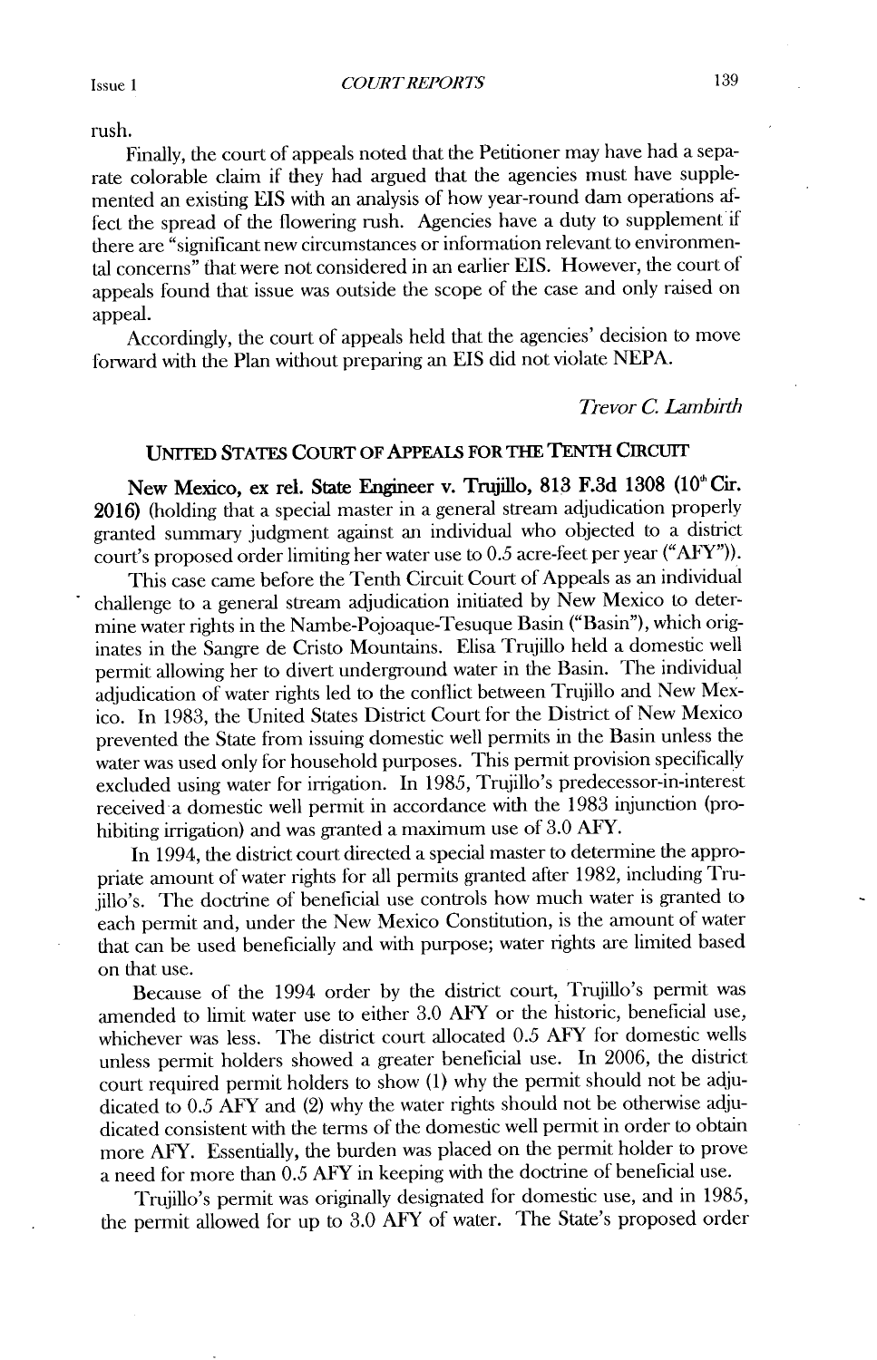rush.

Finally, the court of appeals noted that the Petitioner may have had a separate colorable claim if they had argued that the agencies must have supplemented an existing EIS with an analysis of how year-round dam operations affect the spread of the flowering rush. Agencies have a duty to supplement if there are "significant new circumstances or information relevant to environmental concerns" that were not considered in an earlier EIS. However, the court of appeals found that issue was outside the scope of the case and only raised on appeal.

Accordingly, the court of appeals held that the agencies' decision to move forward with the Plan without preparing an EIS did not violate NEPA.

*Trevor C. Lambirth*

## UNITED STATES COURT OF APPEALS FOR THE TENTH CIRCUIT

**New Mexico, ex rel. State Engineer v. Trujillo, 813 F.3d 1308 (10th Cir. 2016)** (holding that a special master in a general stream adjudication properly granted summary judgment against an individual who objected to a district court's proposed order limiting her water use to 0.5 acre-feet per year ("AFY")).

This case came before the Tenth Circuit Court of Appeals as an individual challenge to a general stream adjudication initiated by New Mexico to determine water rights in the Nambe-Pojoaque-Tesuque Basin ("Basin"), which originates in the Sangre de Cristo Mountains. Elisa Trujillo held a domestic well permit allowing her to divert underground water in the Basin. The individual adjudication of water rights led to the conflict between Trujillo and New Mexico. In 1983, the United States District Court for the District of New Mexico prevented the State from issuing domestic well permits in the Basin unless the water was used only for household purposes. This permit provision specifically excluded using water for irrigation. In 1985, Trujillo's predecessor-in-interest received a domestic well permit in accordance with the 1983 injunction (prohibiting irrigation) and was granted a maximum use of 3.0 AFY.

In 1994, the district court directed a special master to determine the appropriate amount of water rights for all permits granted after 1982, including Trujillo's. The doctrine of beneficial use controls how much water is granted to each permit and, under the New Mexico Constitution, is the amount of water that can be used beneficially and with purpose; water rights are limited based on that use.

Because of the 1994 order by the district court, Trujillo's permit was amended to limit water use to either 3.0 AFY or the historic, beneficial use, whichever was less. The district court allocated 0.5 AFY for domestic wells unless permit holders showed a greater beneficial use. In 2006, the district court required permit holders to show (1) why the permit should not be adjudicated to 0.5 AFY and (2) why the water rights should not be otherwise adjudicated consistent with the terms of the domestic well permit in order to obtain more AFY. Essentially, the burden was placed on the permit holder to prove a need for more than 0.5 AFY in keeping with the doctrine of beneficial use.

Trujillo's permit was originally designated for domestic use, and in 1985, the permit allowed for up to 3.0 AFY of water. The State's proposed order